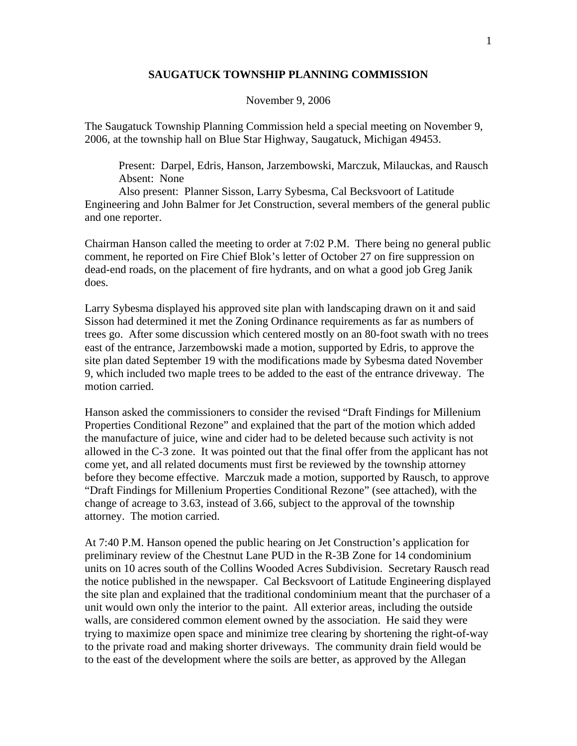# SAUGATUCK TOWNSHIP PLANNING COMMISSION

November 9, 2006

The Saugatuck Township Planning Commission held a special meeting on November 9, 2006, at the township hall on Blue Star Highway, Saugatuck, Michigan 49453.

Present: Darpel, Edris, Hanson, Jarzembowski, Marczuk, Milauckas, and Rausch
Absent: None
Also present: Planner Sisson, Larry Sybesma, Cal Becksvoort of Latitude Engineering and John Balmer for Jet Construction, several members of the general public and one reporter.

Chairman Hanson called the meeting to order at 7:02 P.M. There being no general public comment, he reported on Fire Chief Blok's letter of October 27 on fire suppression on dead-end roads, on the placement of fire hydrants, and on what a good job Greg Janik does.

Larry Sybesma displayed his approved site plan with landscaping drawn on it and said Sisson had determined it met the Zoning Ordinance requirements as far as numbers of trees go. After some discussion which centered mostly on an 80-foot swath with no trees east of the entrance, Jarzembowski made a motion, supported by Edris, to approve the site plan dated September 19 with the modifications made by Sybesma dated November 9, which included two maple trees to be added to the east of the entrance driveway. The motion carried.

Hanson asked the commissioners to consider the revised "Draft Findings for Millenium Properties Conditional Rezone" and explained that the part of the motion which added the manufacture of juice, wine and cider had to be deleted because such activity is not allowed in the C-3 zone. It was pointed out that the final offer from the applicant has not come yet, and all related documents must first be reviewed by the township attorney before they become effective. Marczuk made a motion, supported by Rausch, to approve "Draft Findings for Millenium Properties Conditional Rezone" (see attached), with the change of acreage to 3.63, instead of 3.66, subject to the approval of the township attorney. The motion carried.

At 7:40 P.M. Hanson opened the public hearing on Jet Construction's application for preliminary review of the Chestnut Lane PUD in the R-3B Zone for 14 condominium units on 10 acres south of the Collins Wooded Acres Subdivision. Secretary Rausch read the notice published in the newspaper. Cal Becksvoort of Latitude Engineering displayed the site plan and explained that the traditional condominium meant that the purchaser of a unit would own only the interior to the paint. All exterior areas, including the outside walls, are considered common element owned by the association. He said they were trying to maximize open space and minimize tree clearing by shortening the right-of-way to the private road and making shorter driveways. The community drain field would be to the east of the development where the soils are better, as approved by the Allegan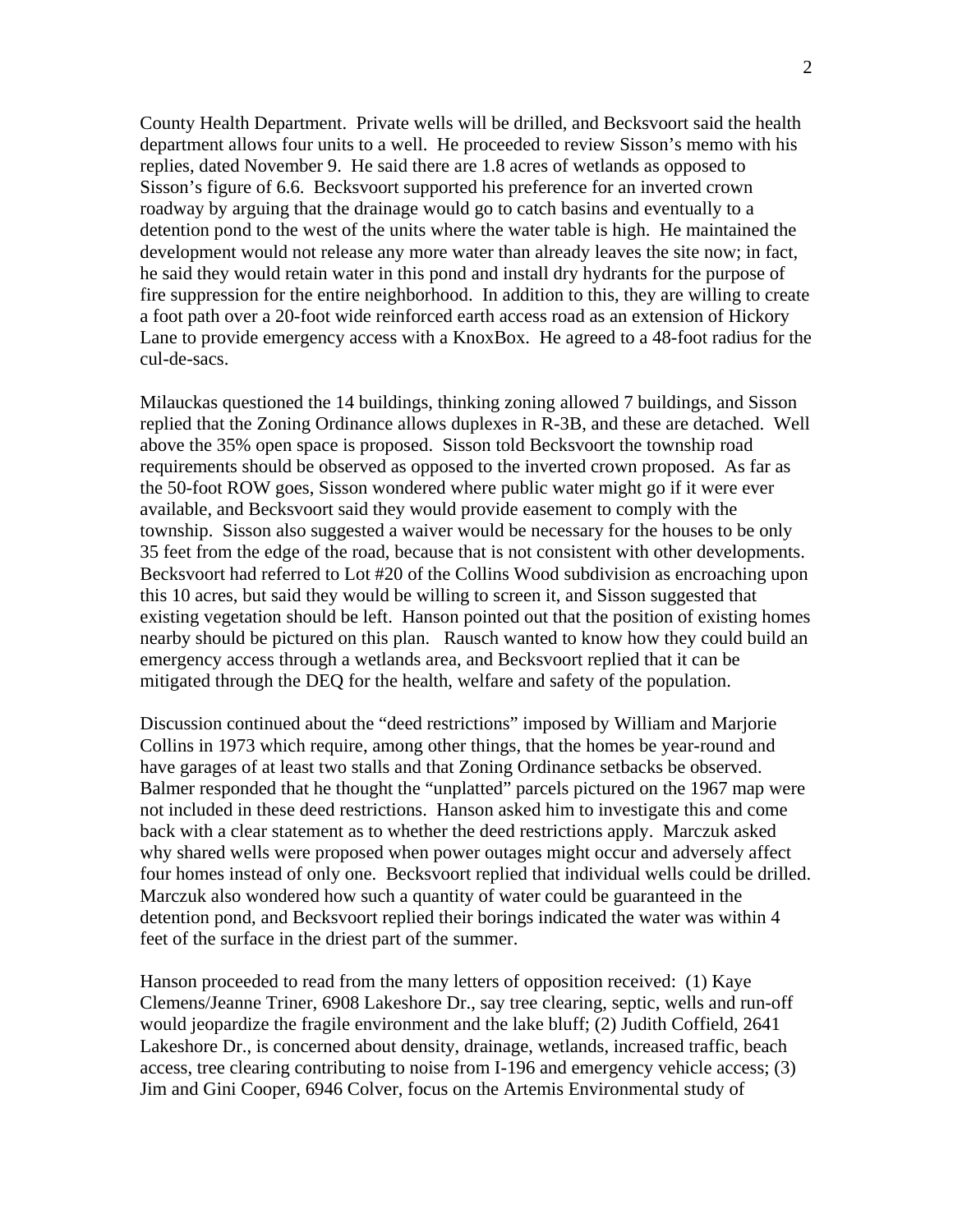County Health Department. Private wells will be drilled, and Becksvoort said the health department allows four units to a well. He proceeded to review Sisson's memo with his replies, dated November 9. He said there are 1.8 acres of wetlands as opposed to Sisson's figure of 6.6. Becksvoort supported his preference for an inverted crown roadway by arguing that the drainage would go to catch basins and eventually to a detention pond to the west of the units where the water table is high. He maintained the development would not release any more water than already leaves the site now; in fact, he said they would retain water in this pond and install dry hydrants for the purpose of fire suppression for the entire neighborhood. In addition to this, they are willing to create a foot path over a 20-foot wide reinforced earth access road as an extension of Hickory Lane to provide emergency access with a KnoxBox. He agreed to a 48-foot radius for the cul-de-sacs.

Milauckas questioned the 14 buildings, thinking zoning allowed 7 buildings, and Sisson replied that the Zoning Ordinance allows duplexes in R-3B, and these are detached. Well above the 35% open space is proposed. Sisson told Becksvoort the township road requirements should be observed as opposed to the inverted crown proposed. As far as the 50-foot ROW goes, Sisson wondered where public water might go if it were ever available, and Becksvoort said they would provide easement to comply with the township. Sisson also suggested a waiver would be necessary for the houses to be only 35 feet from the edge of the road, because that is not consistent with other developments. Becksvoort had referred to Lot #20 of the Collins Wood subdivision as encroaching upon this 10 acres, but said they would be willing to screen it, and Sisson suggested that existing vegetation should be left. Hanson pointed out that the position of existing homes nearby should be pictured on this plan. Rausch wanted to know how they could build an emergency access through a wetlands area, and Becksvoort replied that it can be mitigated through the DEQ for the health, welfare and safety of the population.

Discussion continued about the "deed restrictions" imposed by William and Marjorie Collins in 1973 which require, among other things, that the homes be year-round and have garages of at least two stalls and that Zoning Ordinance setbacks be observed. Balmer responded that he thought the "unplatted" parcels pictured on the 1967 map were not included in these deed restrictions. Hanson asked him to investigate this and come back with a clear statement as to whether the deed restrictions apply. Marczuk asked why shared wells were proposed when power outages might occur and adversely affect four homes instead of only one. Becksvoort replied that individual wells could be drilled. Marczuk also wondered how such a quantity of water could be guaranteed in the detention pond, and Becksvoort replied their borings indicated the water was within 4 feet of the surface in the driest part of the summer.

Hanson proceeded to read from the many letters of opposition received: (1) Kaye Clemens/Jeanne Triner, 6908 Lakeshore Dr., say tree clearing, septic, wells and run-off would jeopardize the fragile environment and the lake bluff; (2) Judith Coffield, 2641 Lakeshore Dr., is concerned about density, drainage, wetlands, increased traffic, beach access, tree clearing contributing to noise from I-196 and emergency vehicle access; (3) Jim and Gini Cooper, 6946 Colver, focus on the Artemis Environmental study of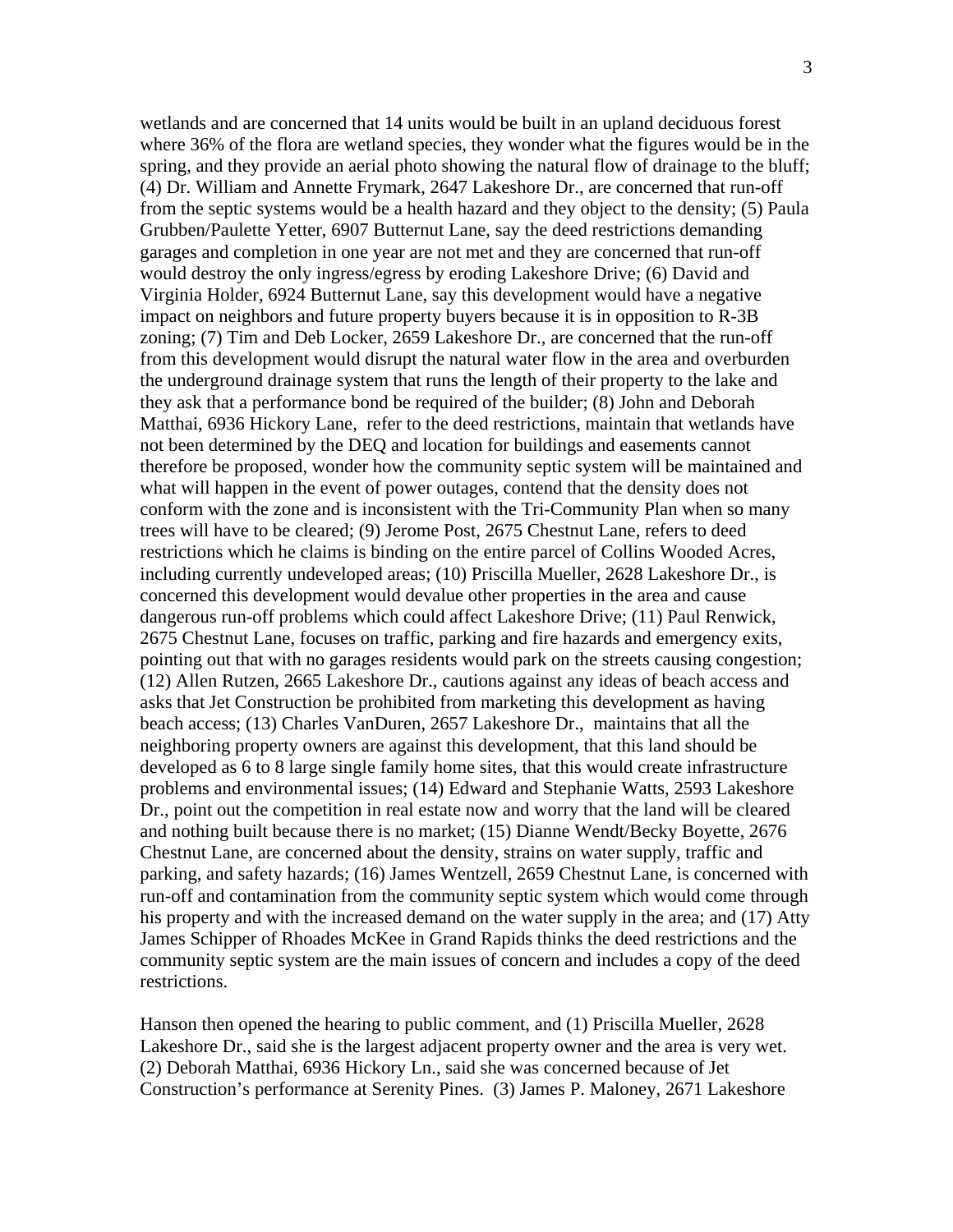wetlands and are concerned that 14 units would be built in an upland deciduous forest where 36% of the flora are wetland species, they wonder what the figures would be in the spring, and they provide an aerial photo showing the natural flow of drainage to the bluff; (4) Dr. William and Annette Frymark, 2647 Lakeshore Dr., are concerned that run-off from the septic systems would be a health hazard and they object to the density; (5) Paula Grubben/Paulette Yetter, 6907 Butternut Lane, say the deed restrictions demanding garages and completion in one year are not met and they are concerned that run-off would destroy the only ingress/egress by eroding Lakeshore Drive; (6) David and Virginia Holder, 6924 Butternut Lane, say this development would have a negative impact on neighbors and future property buyers because it is in opposition to R-3B zoning; (7) Tim and Deb Locker, 2659 Lakeshore Dr., are concerned that the run-off from this development would disrupt the natural water flow in the area and overburden the underground drainage system that runs the length of their property to the lake and they ask that a performance bond be required of the builder; (8) John and Deborah Matthai, 6936 Hickory Lane, refer to the deed restrictions, maintain that wetlands have not been determined by the DEQ and location for buildings and easements cannot therefore be proposed, wonder how the community septic system will be maintained and what will happen in the event of power outages, contend that the density does not conform with the zone and is inconsistent with the Tri-Community Plan when so many trees will have to be cleared; (9) Jerome Post, 2675 Chestnut Lane, refers to deed restrictions which he claims is binding on the entire parcel of Collins Wooded Acres, including currently undeveloped areas; (10) Priscilla Mueller, 2628 Lakeshore Dr., is concerned this development would devalue other properties in the area and cause dangerous run-off problems which could affect Lakeshore Drive; (11) Paul Renwick, 2675 Chestnut Lane, focuses on traffic, parking and fire hazards and emergency exits, pointing out that with no garages residents would park on the streets causing congestion; (12) Allen Rutzen, 2665 Lakeshore Dr., cautions against any ideas of beach access and asks that Jet Construction be prohibited from marketing this development as having beach access; (13) Charles VanDuren, 2657 Lakeshore Dr., maintains that all the neighboring property owners are against this development, that this land should be developed as 6 to 8 large single family home sites, that this would create infrastructure problems and environmental issues; (14) Edward and Stephanie Watts, 2593 Lakeshore Dr., point out the competition in real estate now and worry that the land will be cleared and nothing built because there is no market; (15) Dianne Wendt/Becky Boyette, 2676 Chestnut Lane, are concerned about the density, strains on water supply, traffic and parking, and safety hazards; (16) James Wentzell, 2659 Chestnut Lane, is concerned with run-off and contamination from the community septic system which would come through his property and with the increased demand on the water supply in the area; and (17) Atty James Schipper of Rhoades McKee in Grand Rapids thinks the deed restrictions and the community septic system are the main issues of concern and includes a copy of the deed restrictions.

Hanson then opened the hearing to public comment, and (1) Priscilla Mueller, 2628 Lakeshore Dr., said she is the largest adjacent property owner and the area is very wet. (2) Deborah Matthai, 6936 Hickory Ln., said she was concerned because of Jet Construction's performance at Serenity Pines. (3) James P. Maloney, 2671 Lakeshore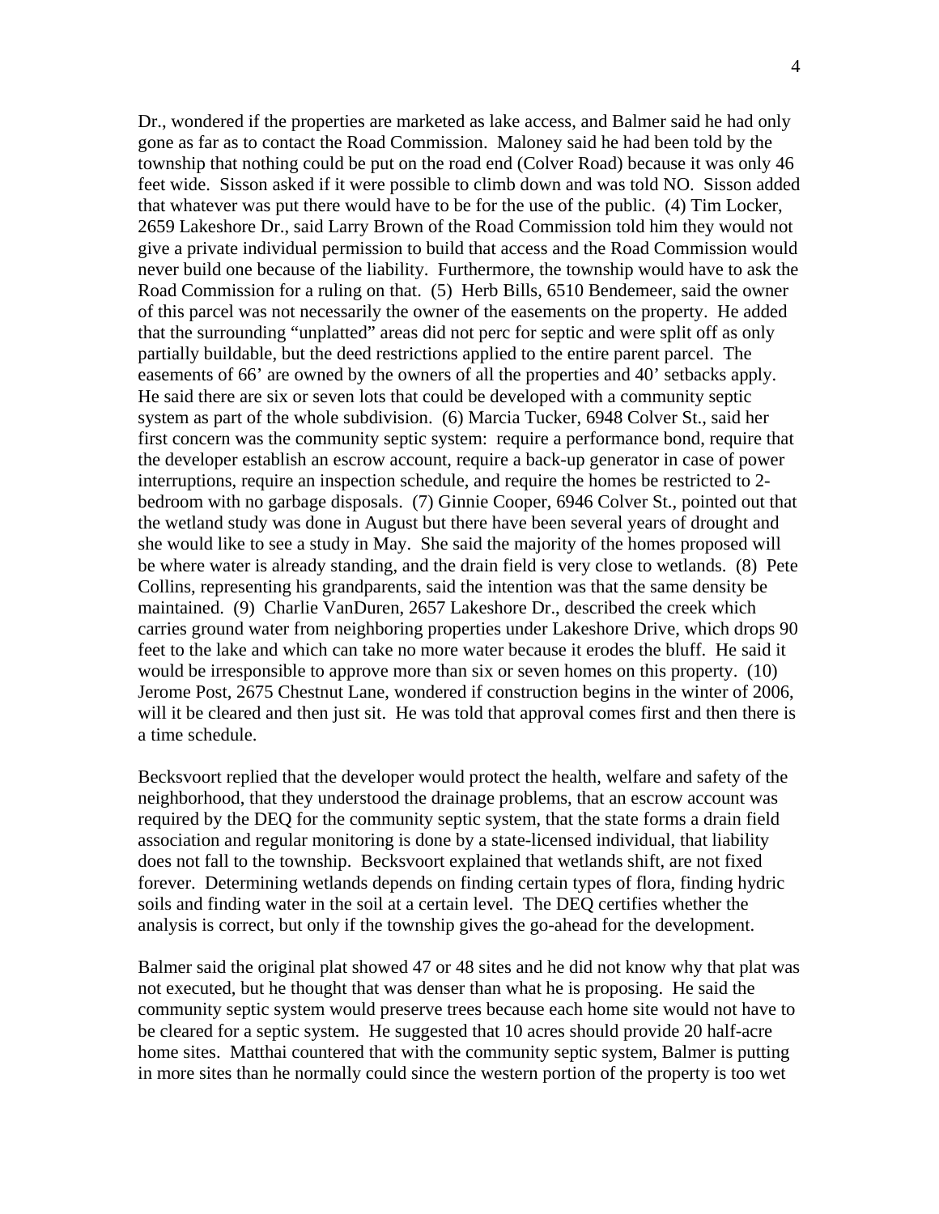Dr., wondered if the properties are marketed as lake access, and Balmer said he had only gone as far as to contact the Road Commission. Maloney said he had been told by the township that nothing could be put on the road end (Colver Road) because it was only 46 feet wide. Sisson asked if it were possible to climb down and was told NO. Sisson added that whatever was put there would have to be for the use of the public. (4) Tim Locker, 2659 Lakeshore Dr., said Larry Brown of the Road Commission told him they would not give a private individual permission to build that access and the Road Commission would never build one because of the liability. Furthermore, the township would have to ask the Road Commission for a ruling on that. (5) Herb Bills, 6510 Bendemeer, said the owner of this parcel was not necessarily the owner of the easements on the property. He added that the surrounding "unplatted" areas did not perc for septic and were split off as only partially buildable, but the deed restrictions applied to the entire parent parcel. The easements of 66' are owned by the owners of all the properties and 40' setbacks apply. He said there are six or seven lots that could be developed with a community septic system as part of the whole subdivision. (6) Marcia Tucker, 6948 Colver St., said her first concern was the community septic system: require a performance bond, require that the developer establish an escrow account, require a back-up generator in case of power interruptions, require an inspection schedule, and require the homes be restricted to 2-bedroom with no garbage disposals. (7) Ginnie Cooper, 6946 Colver St., pointed out that the wetland study was done in August but there have been several years of drought and she would like to see a study in May. She said the majority of the homes proposed will be where water is already standing, and the drain field is very close to wetlands. (8) Pete Collins, representing his grandparents, said the intention was that the same density be maintained. (9) Charlie VanDuren, 2657 Lakeshore Dr., described the creek which carries ground water from neighboring properties under Lakeshore Drive, which drops 90 feet to the lake and which can take no more water because it erodes the bluff. He said it would be irresponsible to approve more than six or seven homes on this property. (10) Jerome Post, 2675 Chestnut Lane, wondered if construction begins in the winter of 2006, will it be cleared and then just sit. He was told that approval comes first and then there is a time schedule.

Becksvoort replied that the developer would protect the health, welfare and safety of the neighborhood, that they understood the drainage problems, that an escrow account was required by the DEQ for the community septic system, that the state forms a drain field association and regular monitoring is done by a state-licensed individual, that liability does not fall to the township. Becksvoort explained that wetlands shift, are not fixed forever. Determining wetlands depends on finding certain types of flora, finding hydric soils and finding water in the soil at a certain level. The DEQ certifies whether the analysis is correct, but only if the township gives the go-ahead for the development.

Balmer said the original plat showed 47 or 48 sites and he did not know why that plat was not executed, but he thought that was denser than what he is proposing. He said the community septic system would preserve trees because each home site would not have to be cleared for a septic system. He suggested that 10 acres should provide 20 half-acre home sites. Matthai countered that with the community septic system, Balmer is putting in more sites than he normally could since the western portion of the property is too wet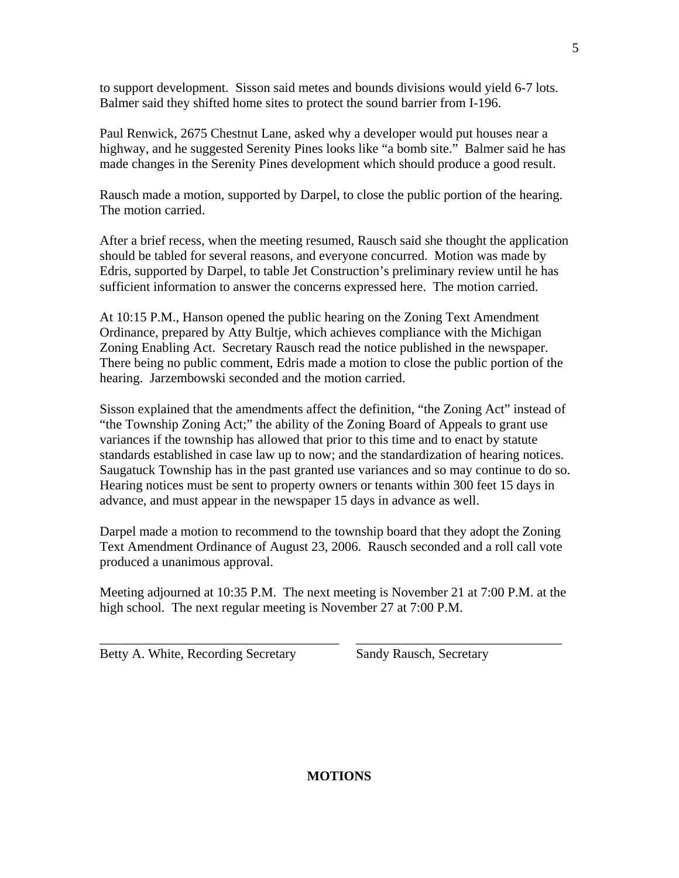to support development. Sisson said metes and bounds divisions would yield 6-7 lots. Balmer said they shifted home sites to protect the sound barrier from I-196.

Paul Renwick, 2675 Chestnut Lane, asked why a developer would put houses near a highway, and he suggested Serenity Pines looks like "a bomb site." Balmer said he has made changes in the Serenity Pines development which should produce a good result.

Rausch made a motion, supported by Darpel, to close the public portion of the hearing. The motion carried.

After a brief recess, when the meeting resumed, Rausch said she thought the application should be tabled for several reasons, and everyone concurred. Motion was made by Edris, supported by Darpel, to table Jet Construction's preliminary review until he has sufficient information to answer the concerns expressed here. The motion carried.

At 10:15 P.M., Hanson opened the public hearing on the Zoning Text Amendment Ordinance, prepared by Atty Bultje, which achieves compliance with the Michigan Zoning Enabling Act. Secretary Rausch read the notice published in the newspaper. There being no public comment, Edris made a motion to close the public portion of the hearing. Jarzembowski seconded and the motion carried.

Sisson explained that the amendments affect the definition, "the Zoning Act" instead of "the Township Zoning Act;" the ability of the Zoning Board of Appeals to grant use variances if the township has allowed that prior to this time and to enact by statute standards established in case law up to now; and the standardization of hearing notices. Saugatuck Township has in the past granted use variances and so may continue to do so. Hearing notices must be sent to property owners or tenants within 300 feet 15 days in advance, and must appear in the newspaper 15 days in advance as well.

Darpel made a motion to recommend to the township board that they adopt the Zoning Text Amendment Ordinance of August 23, 2006. Rausch seconded and a roll call vote produced a unanimous approval.

Meeting adjourned at 10:35 P.M. The next meeting is November 21 at 7:00 P.M. at the high school. The next regular meeting is November 27 at 7:00 P.M.

_________________________________ _________________________________

Betty A. White, Recording Secretary Sandy Rausch, Secretary

**MOTIONS**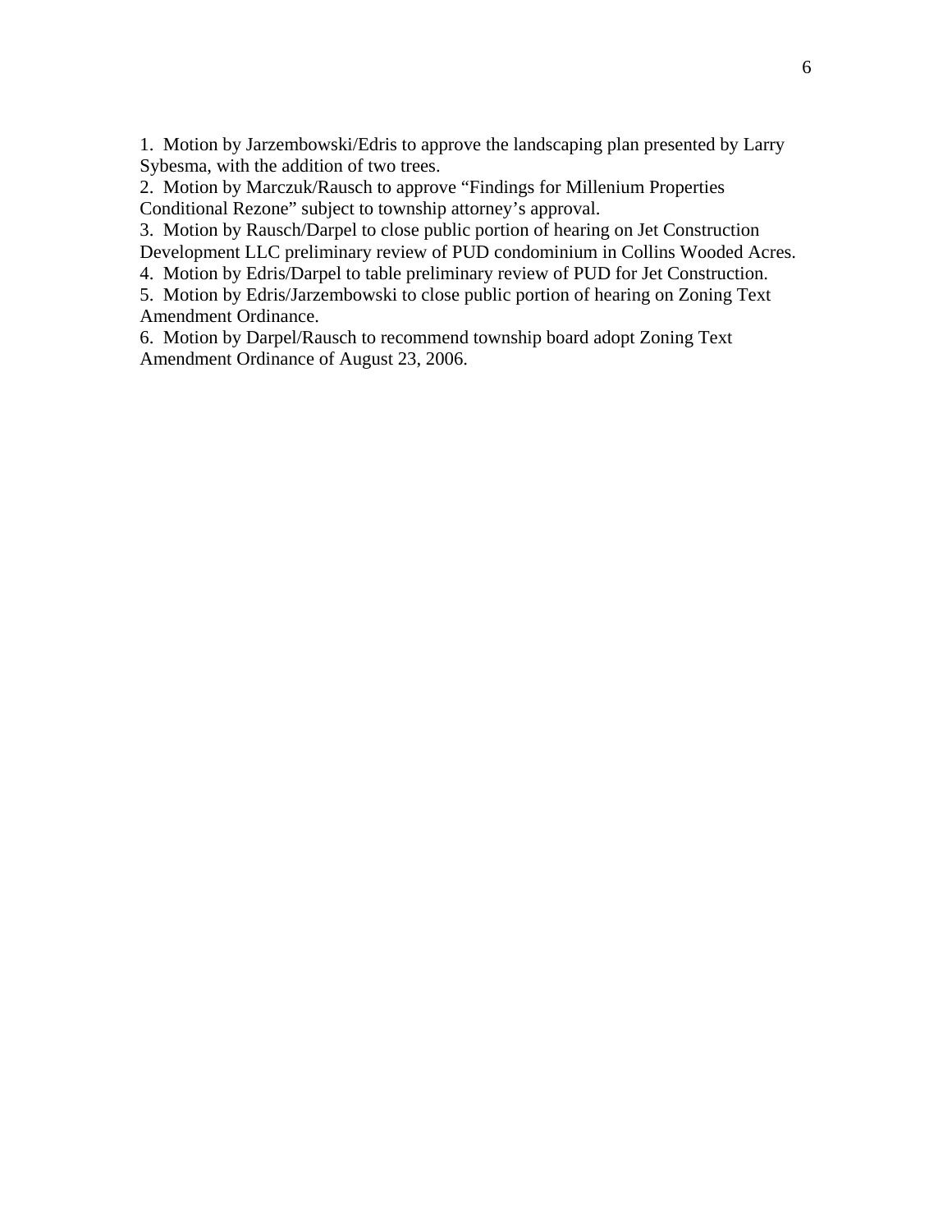1. Motion by Jarzembowski/Edris to approve the landscaping plan presented by Larry Sybesma, with the addition of two trees.
2. Motion by Marczuk/Rausch to approve "Findings for Millenium Properties Conditional Rezone" subject to township attorney's approval.
3. Motion by Rausch/Darpel to close public portion of hearing on Jet Construction Development LLC preliminary review of PUD condominium in Collins Wooded Acres.
4. Motion by Edris/Darpel to table preliminary review of PUD for Jet Construction.
5. Motion by Edris/Jarzembowski to close public portion of hearing on Zoning Text Amendment Ordinance.
6. Motion by Darpel/Rausch to recommend township board adopt Zoning Text Amendment Ordinance of August 23, 2006.